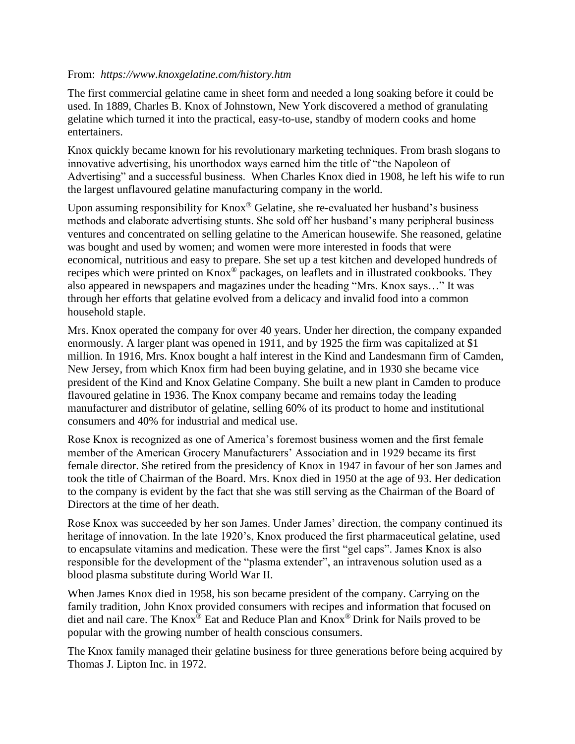From: *https://www.knoxgelatine.com/history.htm*

The first commercial gelatine came in sheet form and needed a long soaking before it could be used. In 1889, Charles B. Knox of Johnstown, New York discovered a method of granulating gelatine which turned it into the practical, easy-to-use, standby of modern cooks and home entertainers.

Knox quickly became known for his revolutionary marketing techniques. From brash slogans to innovative advertising, his unorthodox ways earned him the title of "the Napoleon of Advertising" and a successful business. When Charles Knox died in 1908, he left his wife to run the largest unflavoured gelatine manufacturing company in the world.

Upon assuming responsibility for Knox® Gelatine, she re-evaluated her husband's business methods and elaborate advertising stunts. She sold off her husband's many peripheral business ventures and concentrated on selling gelatine to the American housewife. She reasoned, gelatine was bought and used by women; and women were more interested in foods that were economical, nutritious and easy to prepare. She set up a test kitchen and developed hundreds of recipes which were printed on Knox® packages, on leaflets and in illustrated cookbooks. They also appeared in newspapers and magazines under the heading "Mrs. Knox says…" It was through her efforts that gelatine evolved from a delicacy and invalid food into a common household staple.

Mrs. Knox operated the company for over 40 years. Under her direction, the company expanded enormously. A larger plant was opened in 1911, and by 1925 the firm was capitalized at $1 million. In 1916, Mrs. Knox bought a half interest in the Kind and Landesmann firm of Camden, New Jersey, from which Knox firm had been buying gelatine, and in 1930 she became vice president of the Kind and Knox Gelatine Company. She built a new plant in Camden to produce flavoured gelatine in 1936. The Knox company became and remains today the leading manufacturer and distributor of gelatine, selling 60% of its product to home and institutional consumers and 40% for industrial and medical use.

Rose Knox is recognized as one of America's foremost business women and the first female member of the American Grocery Manufacturers' Association and in 1929 became its first female director. She retired from the presidency of Knox in 1947 in favour of her son James and took the title of Chairman of the Board. Mrs. Knox died in 1950 at the age of 93. Her dedication to the company is evident by the fact that she was still serving as the Chairman of the Board of Directors at the time of her death.

Rose Knox was succeeded by her son James. Under James' direction, the company continued its heritage of innovation. In the late 1920's, Knox produced the first pharmaceutical gelatine, used to encapsulate vitamins and medication. These were the first "gel caps". James Knox is also responsible for the development of the "plasma extender", an intravenous solution used as a blood plasma substitute during World War II.

When James Knox died in 1958, his son became president of the company. Carrying on the family tradition, John Knox provided consumers with recipes and information that focused on diet and nail care. The Knox® Eat and Reduce Plan and Knox® Drink for Nails proved to be popular with the growing number of health conscious consumers.

The Knox family managed their gelatine business for three generations before being acquired by Thomas J. Lipton Inc. in 1972.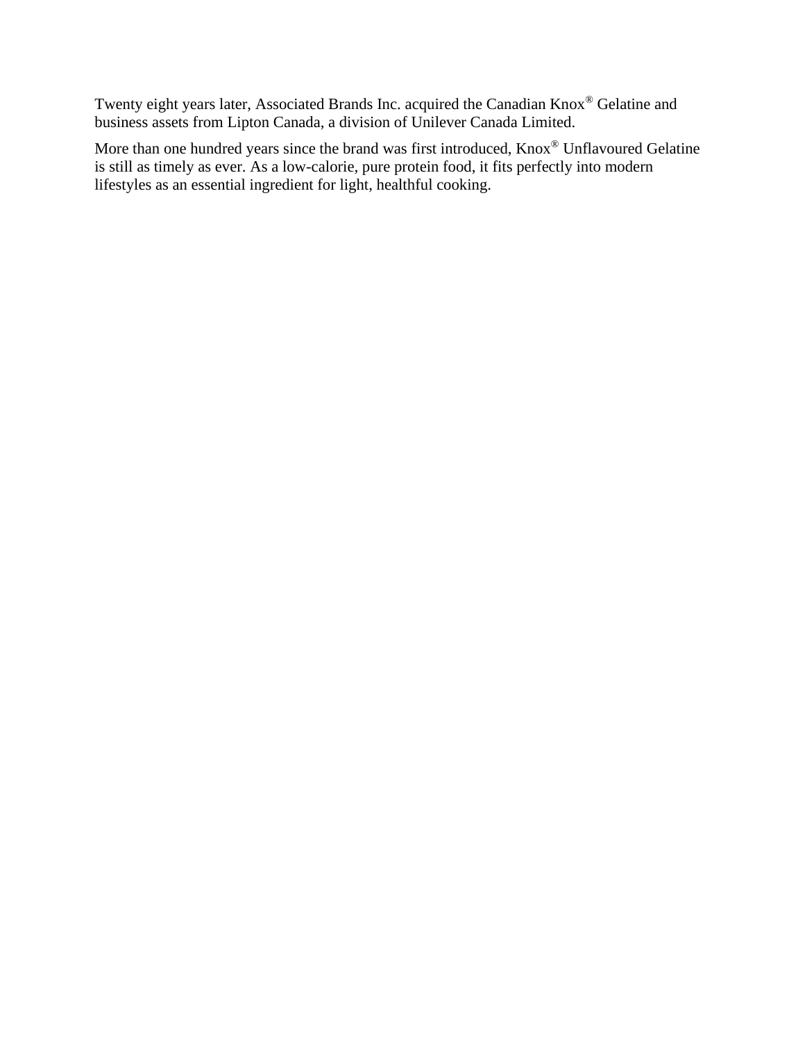Twenty eight years later, Associated Brands Inc. acquired the Canadian Knox® Gelatine and business assets from Lipton Canada, a division of Unilever Canada Limited.

More than one hundred years since the brand was first introduced, Knox® Unflavoured Gelatine is still as timely as ever. As a low-calorie, pure protein food, it fits perfectly into modern lifestyles as an essential ingredient for light, healthful cooking.